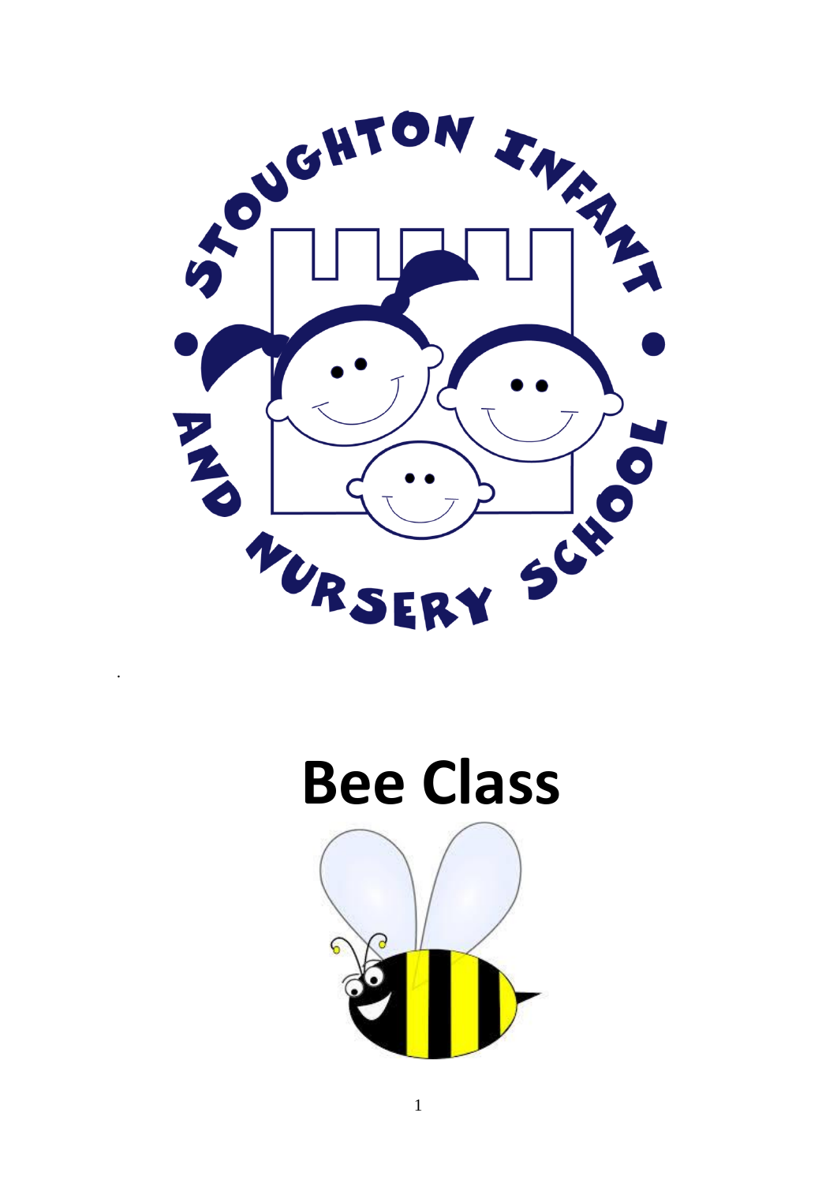# Bee Class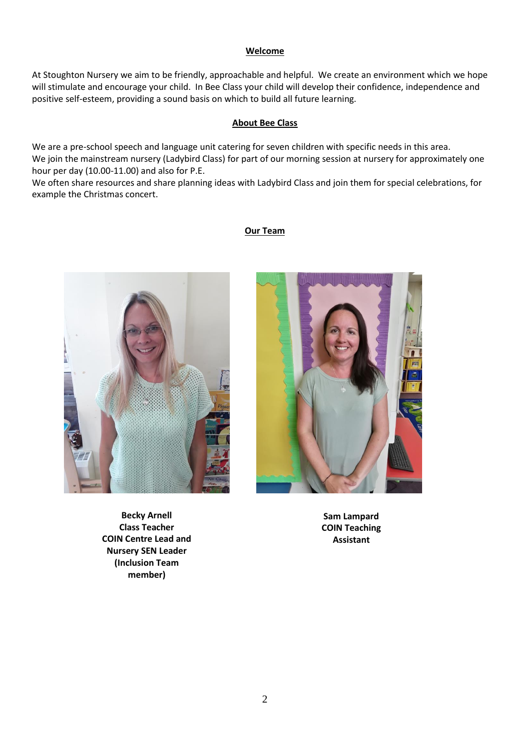## Welcome

At Stoughton Nursery we aim to be friendly, approachable and helpful. We create an environment which we hope will stimulate and encourage your child. In Bee Class your child will develop their confidence, independence and positive self-esteem, providing a sound basis on which to build all future learning.

## About Bee Class

We are a pre-school speech and language unit catering for seven children with specific needs in this area.
We join the mainstream nursery (Ladybird Class) for part of our morning session at nursery for approximately one hour per day (10.00-11.00) and also for P.E.
We often share resources and share planning ideas with Ladybird Class and join them for special celebrations, for example the Christmas concert.

## Our Team

**Becky Arnell**
**Class Teacher**
**COIN Centre Lead and Nursery SEN Leader**
**(Inclusion Team member)**

**Sam Lampard**
**COIN Teaching Assistant**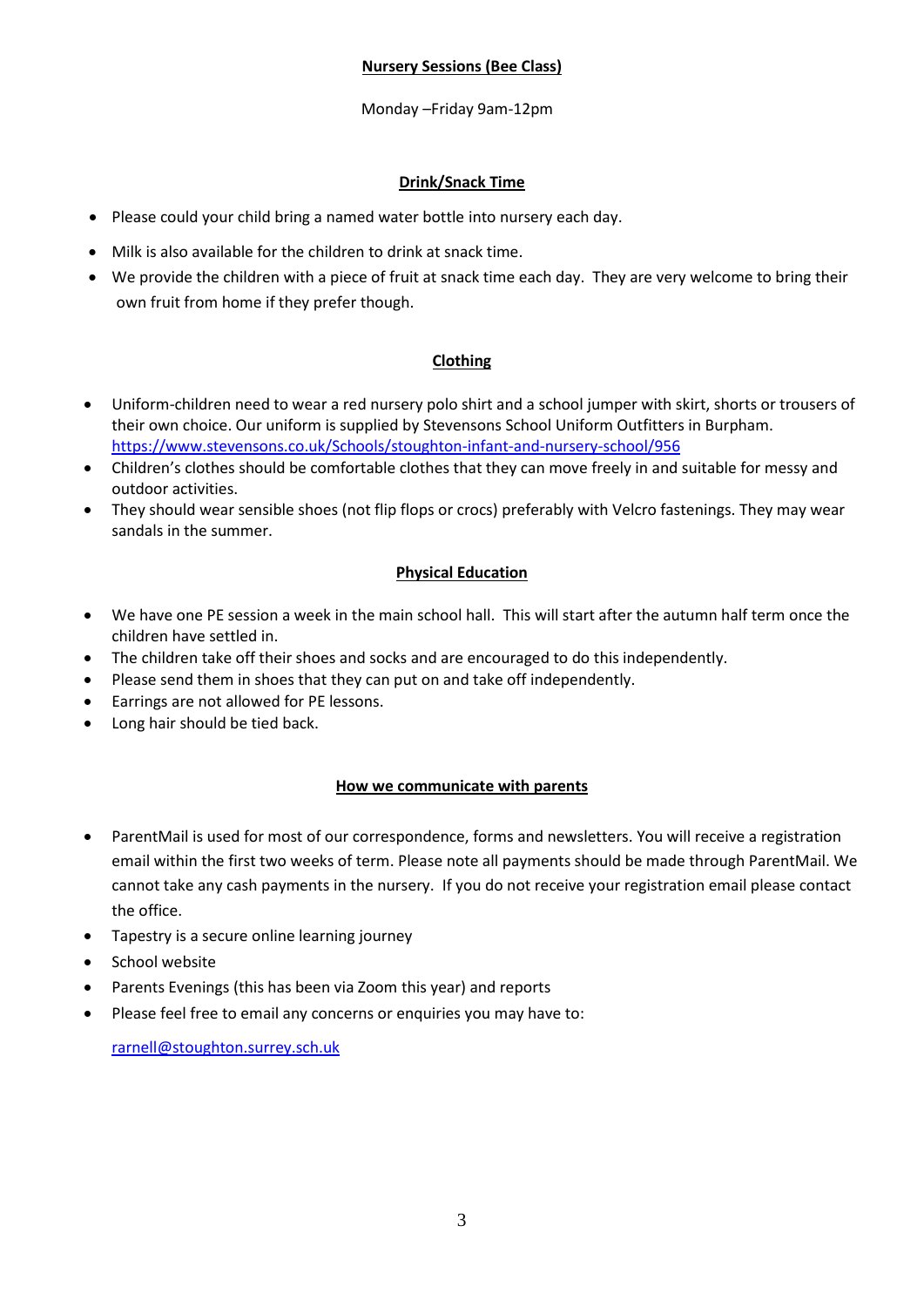## Nursery Sessions (Bee Class)

Monday –Friday 9am-12pm

## Drink/Snack Time

- Please could your child bring a named water bottle into nursery each day.
- Milk is also available for the children to drink at snack time.
- We provide the children with a piece of fruit at snack time each day. They are very welcome to bring their own fruit from home if they prefer though.

## Clothing

- Uniform-children need to wear a red nursery polo shirt and a school jumper with skirt, shorts or trousers of their own choice. Our uniform is supplied by Stevensons School Uniform Outfitters in Burpham. https://www.stevensons.co.uk/Schools/stoughton-infant-and-nursery-school/956
- Children's clothes should be comfortable clothes that they can move freely in and suitable for messy and outdoor activities.
- They should wear sensible shoes (not flip flops or crocs) preferably with Velcro fastenings. They may wear sandals in the summer.

## Physical Education

- We have one PE session a week in the main school hall. This will start after the autumn half term once the children have settled in.
- The children take off their shoes and socks and are encouraged to do this independently.
- Please send them in shoes that they can put on and take off independently.
- Earrings are not allowed for PE lessons.
- Long hair should be tied back.

## How we communicate with parents

- ParentMail is used for most of our correspondence, forms and newsletters. You will receive a registration email within the first two weeks of term. Please note all payments should be made through ParentMail. We cannot take any cash payments in the nursery. If you do not receive your registration email please contact the office.
- Tapestry is a secure online learning journey
- School website
- Parents Evenings (this has been via Zoom this year) and reports
- Please feel free to email any concerns or enquiries you may have to:

  rarnell@stoughton.surrey.sch.uk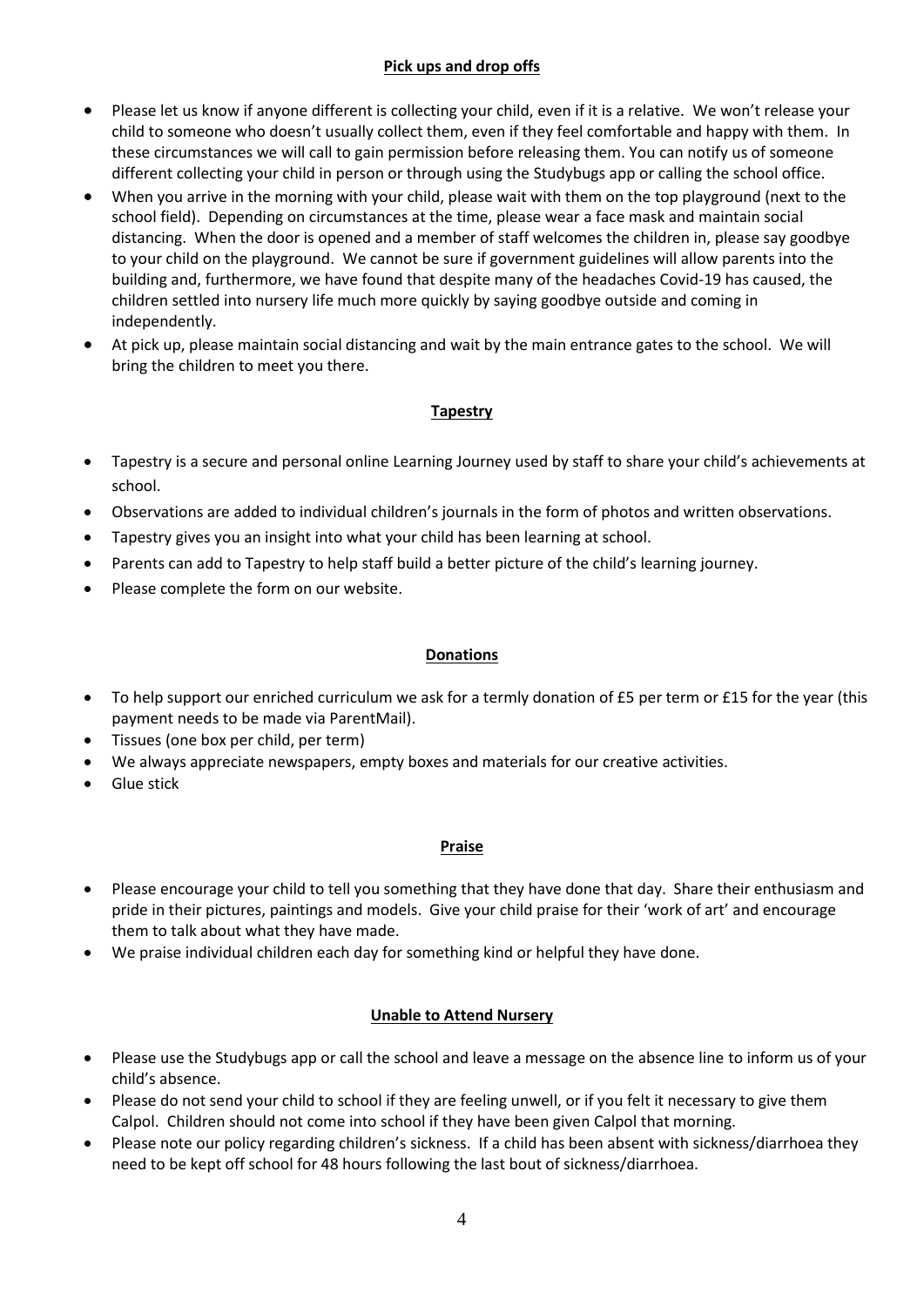## Pick ups and drop offs

- Please let us know if anyone different is collecting your child, even if it is a relative. We won't release your child to someone who doesn't usually collect them, even if they feel comfortable and happy with them. In these circumstances we will call to gain permission before releasing them. You can notify us of someone different collecting your child in person or through using the Studybugs app or calling the school office.
- When you arrive in the morning with your child, please wait with them on the top playground (next to the school field). Depending on circumstances at the time, please wear a face mask and maintain social distancing. When the door is opened and a member of staff welcomes the children in, please say goodbye to your child on the playground. We cannot be sure if government guidelines will allow parents into the building and, furthermore, we have found that despite many of the headaches Covid-19 has caused, the children settled into nursery life much more quickly by saying goodbye outside and coming in independently.
- At pick up, please maintain social distancing and wait by the main entrance gates to the school. We will bring the children to meet you there.

## Tapestry

- Tapestry is a secure and personal online Learning Journey used by staff to share your child's achievements at school.
- Observations are added to individual children's journals in the form of photos and written observations.
- Tapestry gives you an insight into what your child has been learning at school.
- Parents can add to Tapestry to help staff build a better picture of the child's learning journey.
- Please complete the form on our website.

## Donations

- To help support our enriched curriculum we ask for a termly donation of £5 per term or £15 for the year (this payment needs to be made via ParentMail).
- Tissues (one box per child, per term)
- We always appreciate newspapers, empty boxes and materials for our creative activities.
- Glue stick

## Praise

- Please encourage your child to tell you something that they have done that day. Share their enthusiasm and pride in their pictures, paintings and models. Give your child praise for their 'work of art' and encourage them to talk about what they have made.
- We praise individual children each day for something kind or helpful they have done.

## Unable to Attend Nursery

- Please use the Studybugs app or call the school and leave a message on the absence line to inform us of your child's absence.
- Please do not send your child to school if they are feeling unwell, or if you felt it necessary to give them Calpol. Children should not come into school if they have been given Calpol that morning.
- Please note our policy regarding children's sickness. If a child has been absent with sickness/diarrhoea they need to be kept off school for 48 hours following the last bout of sickness/diarrhoea.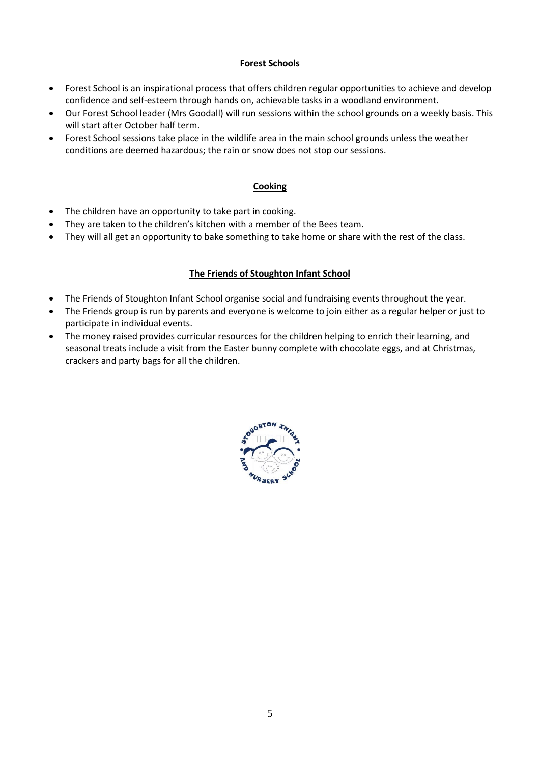## Forest Schools

- Forest School is an inspirational process that offers children regular opportunities to achieve and develop confidence and self-esteem through hands on, achievable tasks in a woodland environment.
- Our Forest School leader (Mrs Goodall) will run sessions within the school grounds on a weekly basis. This will start after October half term.
- Forest School sessions take place in the wildlife area in the main school grounds unless the weather conditions are deemed hazardous; the rain or snow does not stop our sessions.

## Cooking

- The children have an opportunity to take part in cooking.
- They are taken to the children's kitchen with a member of the Bees team.
- They will all get an opportunity to bake something to take home or share with the rest of the class.

## The Friends of Stoughton Infant School

- The Friends of Stoughton Infant School organise social and fundraising events throughout the year.
- The Friends group is run by parents and everyone is welcome to join either as a regular helper or just to participate in individual events.
- The money raised provides curricular resources for the children helping to enrich their learning, and seasonal treats include a visit from the Easter bunny complete with chocolate eggs, and at Christmas, crackers and party bags for all the children.